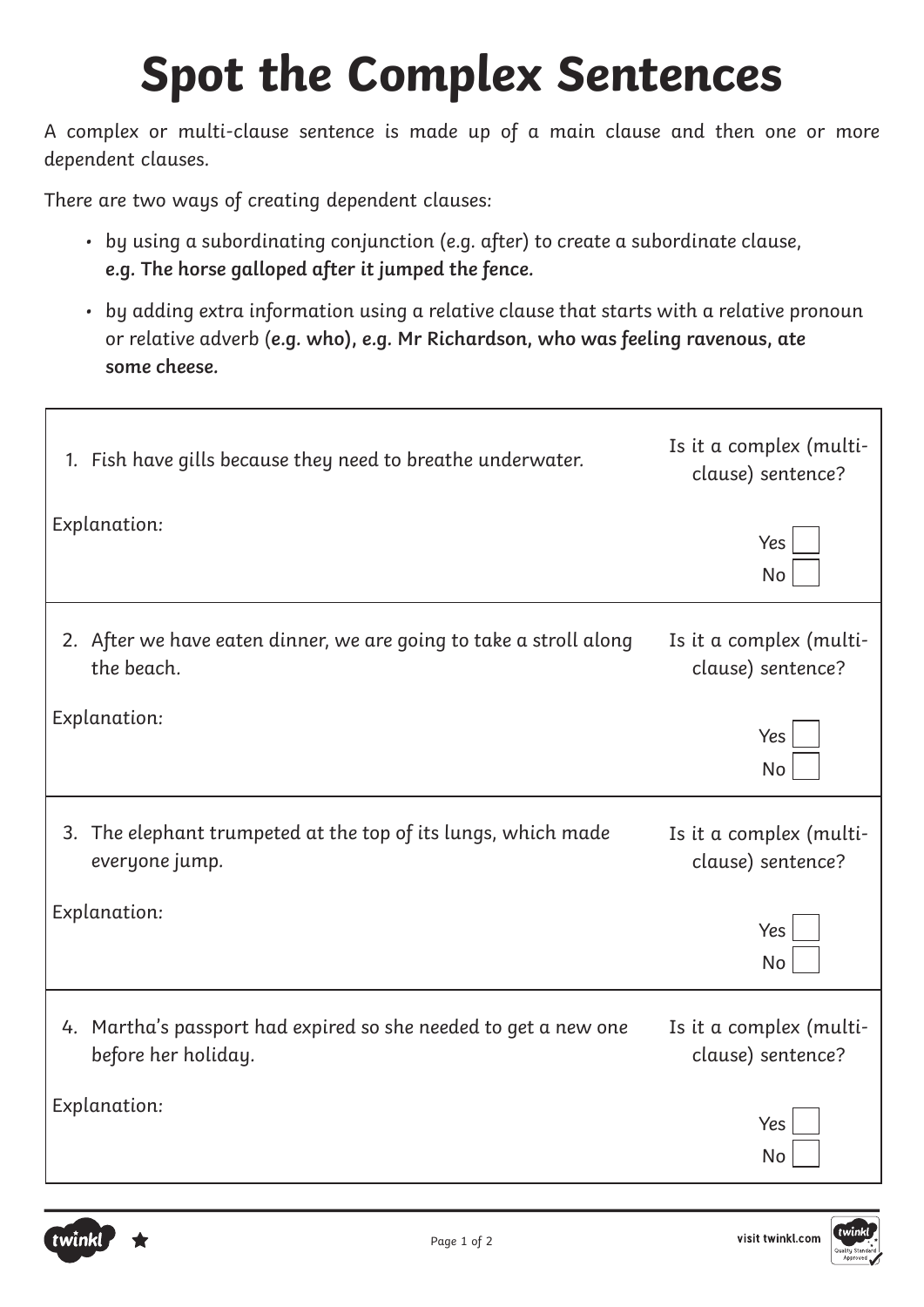# Spot the Complex Sentences

A complex or multi-clause sentence is made up of a main clause and then one or more dependent clauses.

There are two ways of creating dependent clauses:

- by using a subordinating conjunction (e.g. after) to create a subordinate clause, **e.g. The horse galloped after it jumped the fence.**
- by adding extra information using a relative clause that starts with a relative pronoun or relative adverb (**e.g. who), e.g. Mr Richardson, who was feeling ravenous, ate some cheese.**

| | |
|---|---|
| 1. Fish have gills because they need to breathe underwater.<br><br>Explanation: | Is it a complex (multi-clause) sentence?<br><br>Yes ☐<br>No ☐ |
| 2. After we have eaten dinner, we are going to take a stroll along the beach.<br><br>Explanation: | Is it a complex (multi-clause) sentence?<br><br>Yes ☐<br>No ☐ |
| 3. The elephant trumpeted at the top of its lungs, which made everyone jump.<br><br>Explanation: | Is it a complex (multi-clause) sentence?<br><br>Yes ☐<br>No ☐ |
| 4. Martha's passport had expired so she needed to get a new one before her holiday.<br><br>Explanation: | Is it a complex (multi-clause) sentence?<br><br>Yes ☐<br>No ☐ |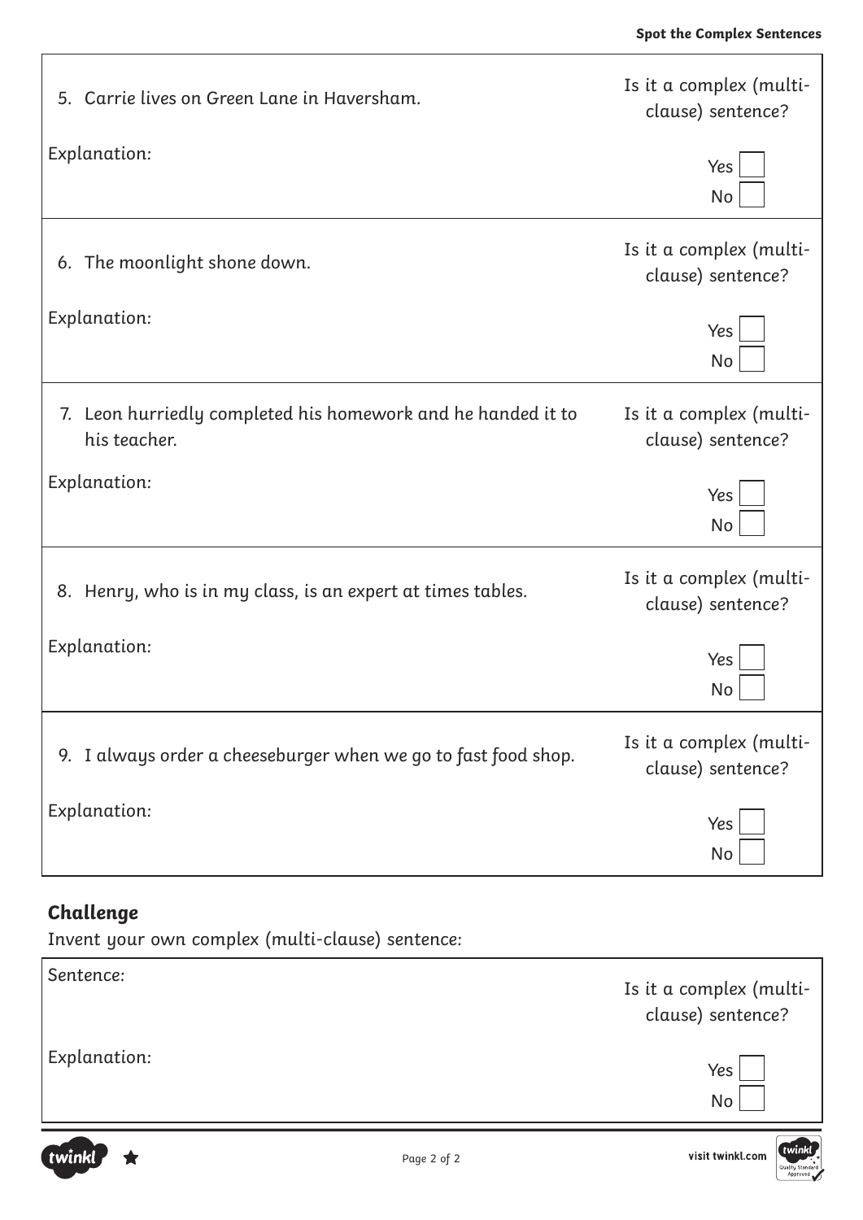| | |
|---|---|
| 5. Carrie lives on Green Lane in Haversham.<br><br>Explanation: | Is it a complex (multi-clause) sentence?<br><br>Yes ☐<br>No ☐ |
| 6. The moonlight shone down.<br><br>Explanation: | Is it a complex (multi-clause) sentence?<br><br>Yes ☐<br>No ☐ |
| 7. Leon hurriedly completed his homework and he handed it to his teacher.<br><br>Explanation: | Is it a complex (multi-clause) sentence?<br><br>Yes ☐<br>No ☐ |
| 8. Henry, who is in my class, is an expert at times tables.<br><br>Explanation: | Is it a complex (multi-clause) sentence?<br><br>Yes ☐<br>No ☐ |
| 9. I always order a cheeseburger when we go to fast food shop.<br><br>Explanation: | Is it a complex (multi-clause) sentence?<br><br>Yes ☐<br>No ☐ |

## Challenge

Invent your own complex (multi-clause) sentence:

| | |
|---|---|
| Sentence:<br><br>Explanation: | Is it a complex (multi-clause) sentence?<br><br>Yes ☐<br>No ☐ |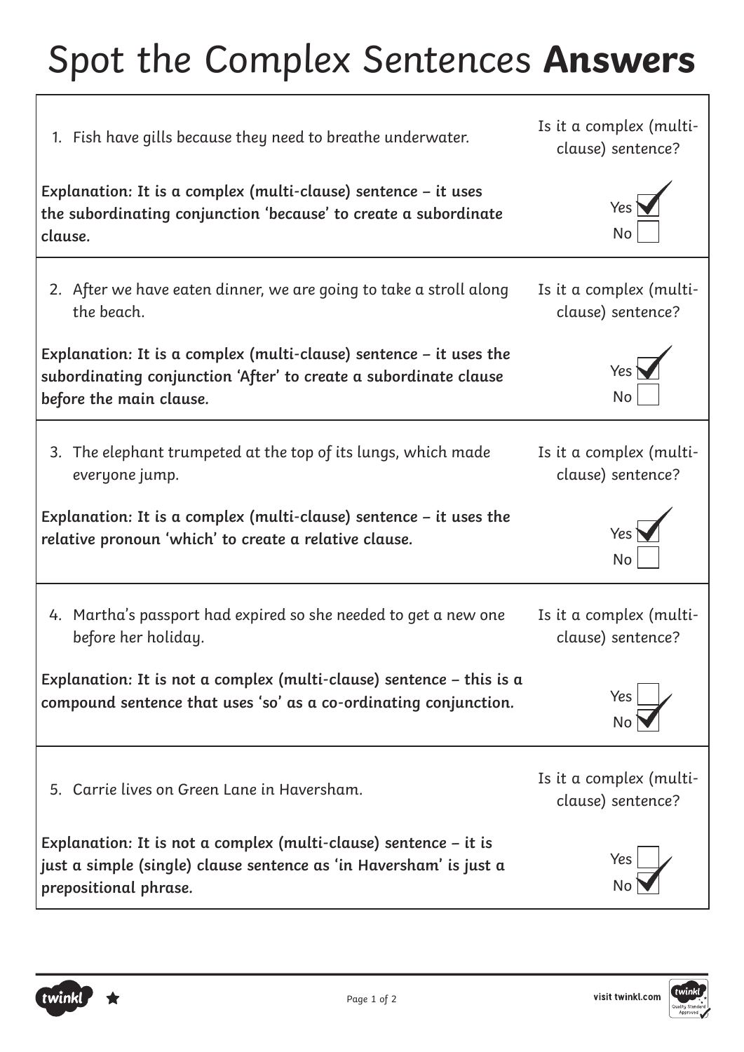# Spot the Complex Sentences **Answers**

1. *Fish have gills because they need to breathe underwater.*

*Is it a complex (multi-clause) sentence?*

Yes ☑
No ☐

***Explanation:* It is a complex (multi-clause) sentence – it uses the subordinating conjunction 'because' to create a subordinate clause.**

---

2. *After we have eaten dinner, we are going to take a stroll along the beach.*

*Is it a complex (multi-clause) sentence?*

Yes ☑
No ☐

***Explanation:* It is a complex (multi-clause) sentence – it uses the subordinating conjunction 'After' to create a subordinate clause before the main clause.**

---

3. *The elephant trumpeted at the top of its lungs, which made everyone jump.*

*Is it a complex (multi-clause) sentence?*

Yes ☑
No ☐

***Explanation:* It is a complex (multi-clause) sentence – it uses the relative pronoun 'which' to create a relative clause.**

---

4. *Martha's passport had expired so she needed to get a new one before her holiday.*

*Is it a complex (multi-clause) sentence?*

Yes ☐
No ☑

***Explanation:* It is not a complex (multi-clause) sentence – this is a compound sentence that uses 'so' as a co-ordinating conjunction.**

---

5. *Carrie lives on Green Lane in Haversham.*

*Is it a complex (multi-clause) sentence?*

Yes ☐
No ☑

***Explanation:* It is not a complex (multi-clause) sentence – it is just a simple (single) clause sentence as 'in Haversham' is just a prepositional phrase.**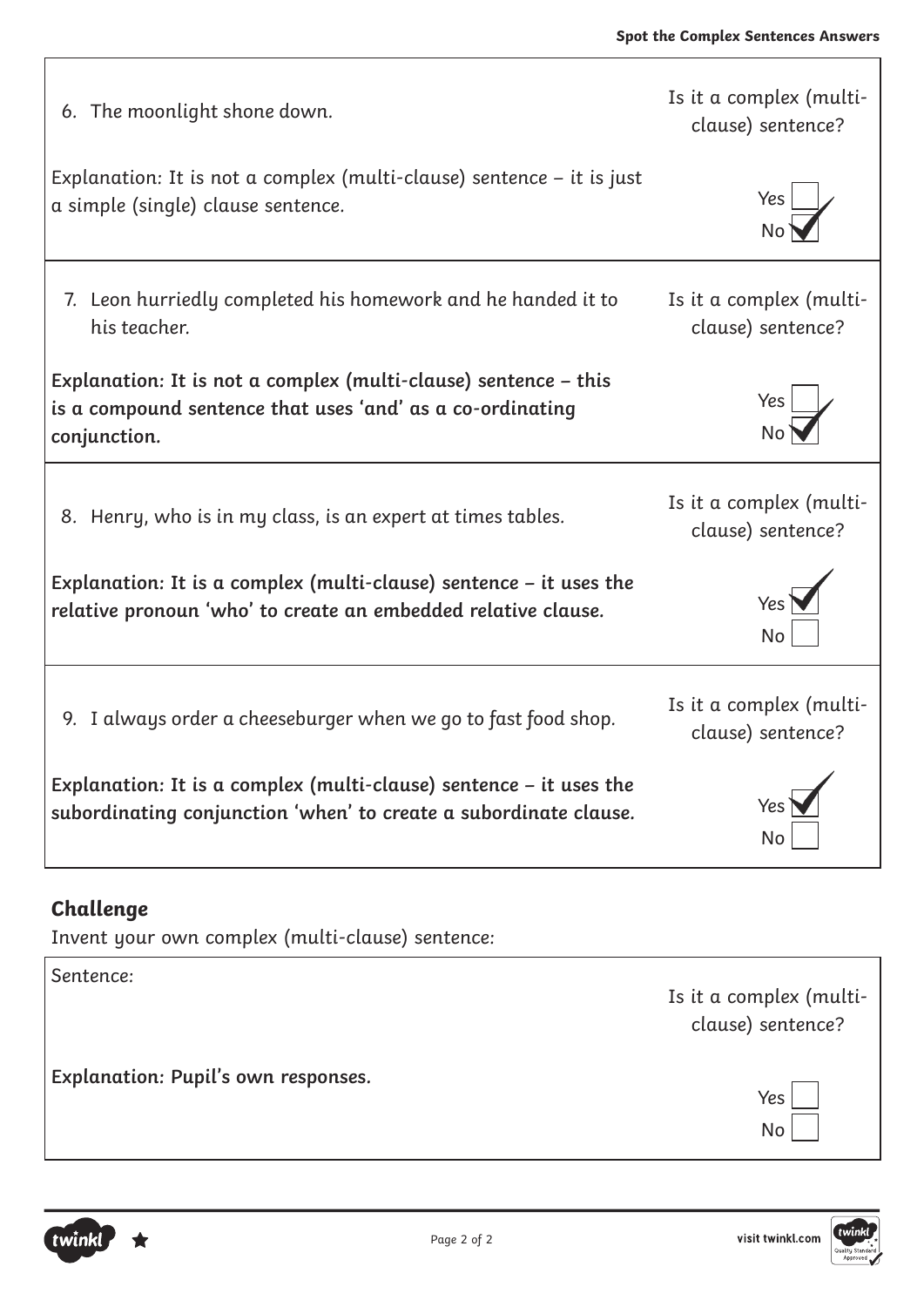6. The moonlight shone down.

Is it a complex (multi-clause) sentence?

Explanation: It is not a complex (multi-clause) sentence – it is just a simple (single) clause sentence.

Yes ☐
No ☑

7. Leon hurriedly completed his homework and he handed it to his teacher.

Is it a complex (multi-clause) sentence?

**Explanation: It is not a complex (multi-clause) sentence – this is a compound sentence that uses 'and' as a co-ordinating conjunction.**

Yes ☐
No ☑

8. Henry, who is in my class, is an expert at times tables.

Is it a complex (multi-clause) sentence?

**Explanation: It is a complex (multi-clause) sentence – it uses the relative pronoun 'who' to create an embedded relative clause.**

Yes ☑
No ☐

9. I always order a cheeseburger when we go to fast food shop.

Is it a complex (multi-clause) sentence?

**Explanation: It is a complex (multi-clause) sentence – it uses the subordinating conjunction 'when' to create a subordinate clause.**

Yes ☑
No ☐

## Challenge

Invent your own complex (multi-clause) sentence:

Sentence:

Is it a complex (multi-clause) sentence?

**Explanation: Pupil's own responses.**

Yes ☐
No ☐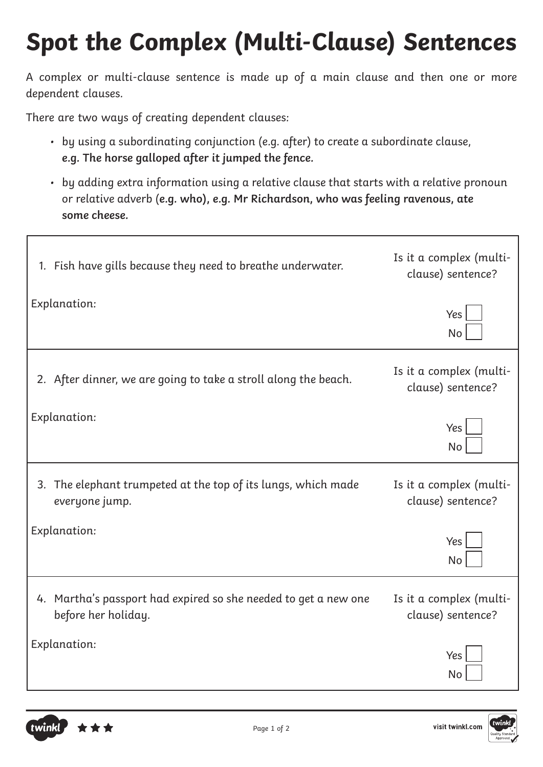# Spot the Complex (Multi-Clause) Sentences

A complex or multi-clause sentence is made up of a main clause and then one or more dependent clauses.

There are two ways of creating dependent clauses:

- by using a subordinating conjunction (e.g. after) to create a subordinate clause, **e.g. The horse galloped after it jumped the fence.**
- by adding extra information using a relative clause that starts with a relative pronoun or relative adverb (**e.g. who), e.g. Mr Richardson, who was feeling ravenous, ate some cheese.**

| | |
|---|---|
| 1. Fish have gills because they need to breathe underwater. <br><br> Explanation: | Is it a complex (multi-clause) sentence? <br><br> Yes ☐ <br> No ☐ |
| 2. After dinner, we are going to take a stroll along the beach. <br><br> Explanation: | Is it a complex (multi-clause) sentence? <br><br> Yes ☐ <br> No ☐ |
| 3. The elephant trumpeted at the top of its lungs, which made everyone jump. <br><br> Explanation: | Is it a complex (multi-clause) sentence? <br><br> Yes ☐ <br> No ☐ |
| 4. Martha's passport had expired so she needed to get a new one before her holiday. <br><br> Explanation: | Is it a complex (multi-clause) sentence? <br><br> Yes ☐ <br> No ☐ |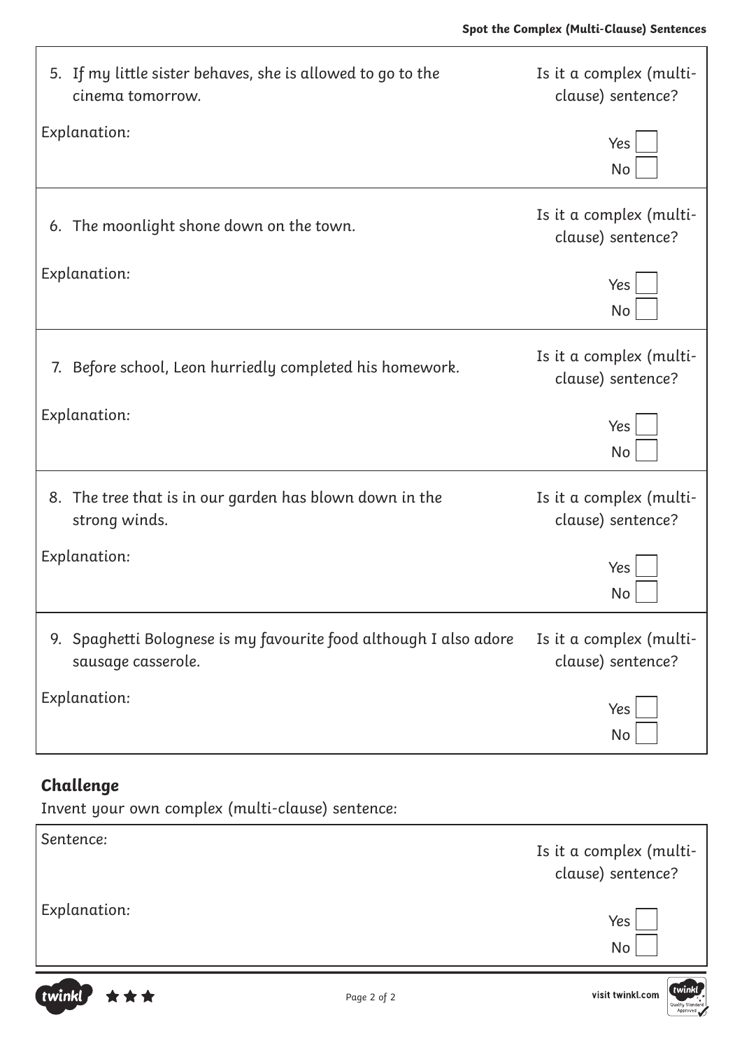5. If my little sister behaves, she is allowed to go to the cinema tomorrow.

Is it a complex (multi-clause) sentence?

Explanation:

Yes ☐
No ☐

6. The moonlight shone down on the town.

Is it a complex (multi-clause) sentence?

Explanation:

Yes ☐
No ☐

7. Before school, Leon hurriedly completed his homework.

Is it a complex (multi-clause) sentence?

Explanation:

Yes ☐
No ☐

8. The tree that is in our garden has blown down in the strong winds.

Is it a complex (multi-clause) sentence?

Explanation:

Yes ☐
No ☐

9. Spaghetti Bolognese is my favourite food although I also adore sausage casserole.

Is it a complex (multi-clause) sentence?

Explanation:

Yes ☐
No ☐

## Challenge

Invent your own complex (multi-clause) sentence:

Sentence:

Is it a complex (multi-clause) sentence?

Explanation:

Yes ☐
No ☐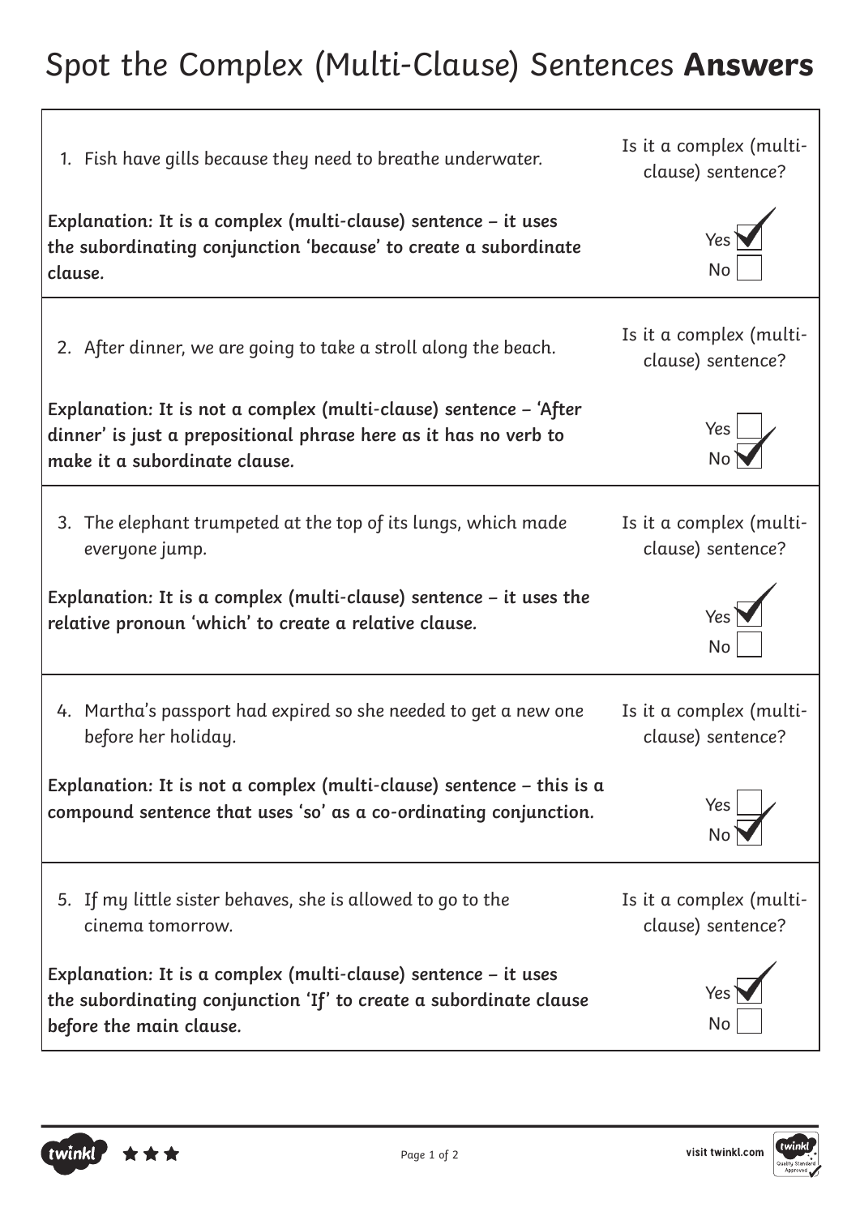# Spot the Complex (Multi-Clause) Sentences **Answers**

1. Fish have gills because they need to breathe underwater.

Is it a complex (multi-clause) sentence?

**Explanation: It is a complex (multi-clause) sentence – it uses the subordinating conjunction 'because' to create a subordinate clause.**

Yes ✔
No ☐

2. After dinner, we are going to take a stroll along the beach.

Is it a complex (multi-clause) sentence?

**Explanation: It is not a complex (multi-clause) sentence – 'After dinner' is just a prepositional phrase here as it has no verb to make it a subordinate clause.**

Yes ☐
No ✔

3. The elephant trumpeted at the top of its lungs, which made everyone jump.

Is it a complex (multi-clause) sentence?

**Explanation: It is a complex (multi-clause) sentence – it uses the relative pronoun 'which' to create a relative clause.**

Yes ✔
No ☐

4. Martha's passport had expired so she needed to get a new one before her holiday.

Is it a complex (multi-clause) sentence?

**Explanation: It is not a complex (multi-clause) sentence – this is a compound sentence that uses 'so' as a co-ordinating conjunction.**

Yes ☐
No ✔

5. If my little sister behaves, she is allowed to go to the cinema tomorrow.

Is it a complex (multi-clause) sentence?

**Explanation: It is a complex (multi-clause) sentence – it uses the subordinating conjunction 'If' to create a subordinate clause before the main clause.**

Yes ✔
No ☐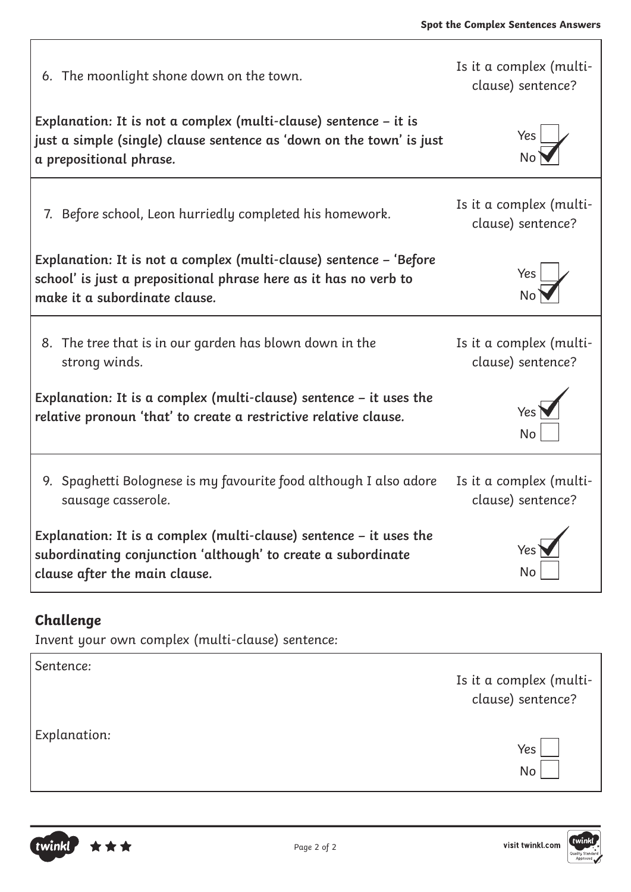6. The moonlight shone down on the town.

Is it a complex (multi-clause) sentence?

**Explanation: It is not a complex (multi-clause) sentence – it is just a simple (single) clause sentence as 'down on the town' is just a prepositional phrase.**

Yes ☐
No ☑

7. Before school, Leon hurriedly completed his homework.

Is it a complex (multi-clause) sentence?

**Explanation: It is not a complex (multi-clause) sentence – 'Before school' is just a prepositional phrase here as it has no verb to make it a subordinate clause.**

Yes ☐
No ☑

8. The tree that is in our garden has blown down in the strong winds.

Is it a complex (multi-clause) sentence?

**Explanation: It is a complex (multi-clause) sentence – it uses the relative pronoun 'that' to create a restrictive relative clause.**

Yes ☑
No ☐

9. Spaghetti Bolognese is my favourite food although I also adore sausage casserole.

Is it a complex (multi-clause) sentence?

**Explanation: It is a complex (multi-clause) sentence – it uses the subordinating conjunction 'although' to create a subordinate clause after the main clause.**

Yes ☑
No ☐

## Challenge

Invent your own complex (multi-clause) sentence:

Sentence:

Is it a complex (multi-clause) sentence?

Explanation:

Yes ☐
No ☐